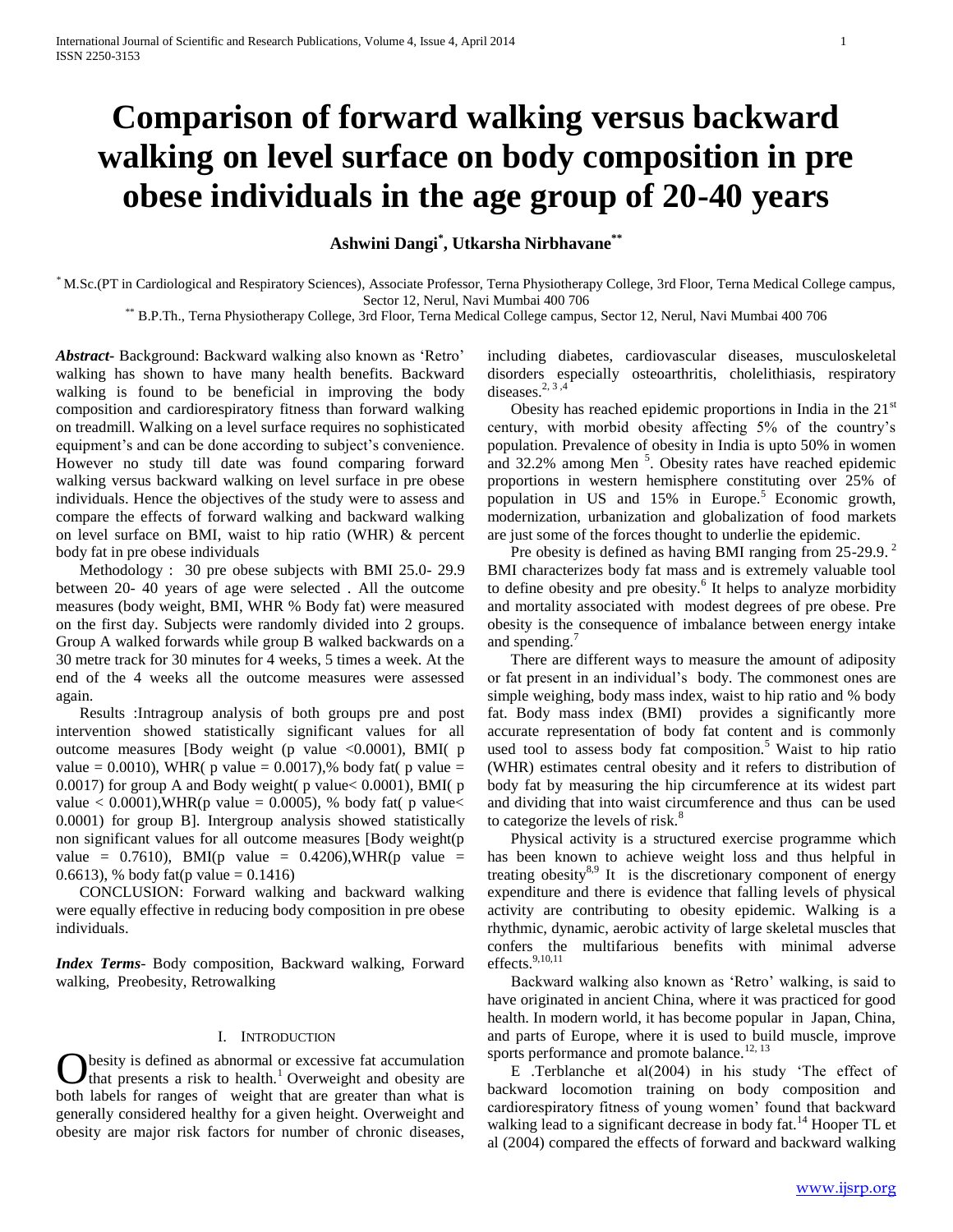# Comparison of forward walking versus backward walking on level surface on body composition in pre obese individuals in the age group of 20-40 years

**Ashwini Dangi[*], Utkarsha Nirbhavane[**]**

[*] M.Sc.(PT in Cardiological and Respiratory Sciences), Associate Professor, Terna Physiotherapy College, 3rd Floor, Terna Medical College campus, Sector 12, Nerul, Navi Mumbai 400 706

[**] B.P.Th., Terna Physiotherapy College, 3rd Floor, Terna Medical College campus, Sector 12, Nerul, Navi Mumbai 400 706

***Abstract*-** Background: Backward walking also known as 'Retro' walking has shown to have many health benefits. Backward walking is found to be beneficial in improving the body composition and cardiorespiratory fitness than forward walking on treadmill. Walking on a level surface requires no sophisticated equipment's and can be done according to subject's convenience. However no study till date was found comparing forward walking versus backward walking on level surface in pre obese individuals. Hence the objectives of the study were to assess and compare the effects of forward walking and backward walking on level surface on BMI, waist to hip ratio (WHR) & percent body fat in pre obese individuals

Methodology : 30 pre obese subjects with BMI 25.0- 29.9 between 20- 40 years of age were selected . All the outcome measures (body weight, BMI, WHR % Body fat) were measured on the first day. Subjects were randomly divided into 2 groups. Group A walked forwards while group B walked backwards on a 30 metre track for 30 minutes for 4 weeks, 5 times a week. At the end of the 4 weeks all the outcome measures were assessed again.

Results :Intragroup analysis of both groups pre and post intervention showed statistically significant values for all outcome measures [Body weight (p value <0.0001), BMI( p value = 0.0010), WHR( p value = 0.0017),% body fat( p value = 0.0017) for group A and Body weight( p value< 0.0001), BMI( p value < 0.0001),WHR(p value = 0.0005), % body fat( p value< 0.0001) for group B]. Intergroup analysis showed statistically non significant values for all outcome measures [Body weight(p value = 0.7610), BMI(p value = 0.4206),WHR(p value = 0.6613), % body fat(p value = 0.1416)

CONCLUSION: Forward walking and backward walking were equally effective in reducing body composition in pre obese individuals.

***Index Terms*-** Body composition, Backward walking, Forward walking, Preobesity, Retrowalking

## I. Introduction

Obesity is defined as abnormal or excessive fat accumulation that presents a risk to health.[1] Overweight and obesity are both labels for ranges of weight that are greater than what is generally considered healthy for a given height. Overweight and obesity are major risk factors for number of chronic diseases, including diabetes, cardiovascular diseases, musculoskeletal disorders especially osteoarthritis, cholelithiasis, respiratory diseases.[2, 3 ,4]

Obesity has reached epidemic proportions in India in the 21st century, with morbid obesity affecting 5% of the country's population. Prevalence of obesity in India is upto 50% in women and 32.2% among Men [5]. Obesity rates have reached epidemic proportions in western hemisphere constituting over 25% of population in US and 15% in Europe.[5] Economic growth, modernization, urbanization and globalization of food markets are just some of the forces thought to underlie the epidemic.

Pre obesity is defined as having BMI ranging from 25-29.9. [2] BMI characterizes body fat mass and is extremely valuable tool to define obesity and pre obesity.[6] It helps to analyze morbidity and mortality associated with modest degrees of pre obese. Pre obesity is the consequence of imbalance between energy intake and spending.[7]

There are different ways to measure the amount of adiposity or fat present in an individual's body. The commonest ones are simple weighing, body mass index, waist to hip ratio and % body fat. Body mass index (BMI) provides a significantly more accurate representation of body fat content and is commonly used tool to assess body fat composition.[5] Waist to hip ratio (WHR) estimates central obesity and it refers to distribution of body fat by measuring the hip circumference at its widest part and dividing that into waist circumference and thus can be used to categorize the levels of risk.[8]

Physical activity is a structured exercise programme which has been known to achieve weight loss and thus helpful in treating obesity[8,9] It is the discretionary component of energy expenditure and there is evidence that falling levels of physical activity are contributing to obesity epidemic. Walking is a rhythmic, dynamic, aerobic activity of large skeletal muscles that confers the multifarious benefits with minimal adverse effects.[9,10,11]

Backward walking also known as 'Retro' walking, is said to have originated in ancient China, where it was practiced for good health. In modern world, it has become popular in Japan, China, and parts of Europe, where it is used to build muscle, improve sports performance and promote balance.[12, 13]

E .Terblanche et al(2004) in his study 'The effect of backward locomotion training on body composition and cardiorespiratory fitness of young women' found that backward walking lead to a significant decrease in body fat.[14] Hooper TL et al (2004) compared the effects of forward and backward walking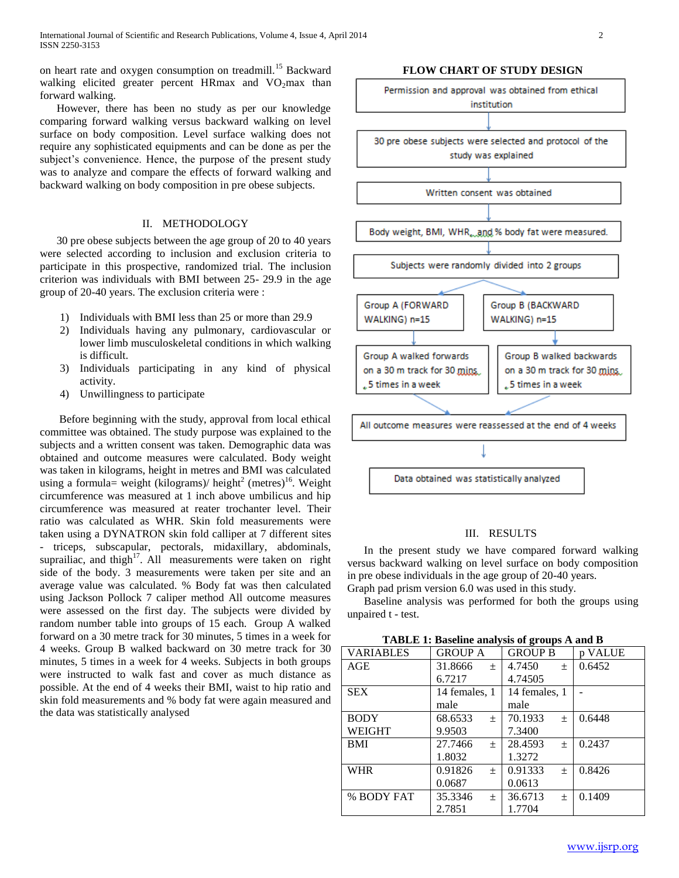on heart rate and oxygen consumption on treadmill.[15] Backward walking elicited greater percent HRmax and $VO_2$max than forward walking.

However, there has been no study as per our knowledge comparing forward walking versus backward walking on level surface on body composition. Level surface walking does not require any sophisticated equipments and can be done as per the subject's convenience. Hence, the purpose of the present study was to analyze and compare the effects of forward walking and backward walking on body composition in pre obese subjects.

## II. METHODOLOGY

30 pre obese subjects between the age group of 20 to 40 years were selected according to inclusion and exclusion criteria to participate in this prospective, randomized trial. The inclusion criterion was individuals with BMI between 25- 29.9 in the age group of 20-40 years. The exclusion criteria were :

1) Individuals with BMI less than 25 or more than 29.9
2) Individuals having any pulmonary, cardiovascular or lower limb musculoskeletal conditions in which walking is difficult.
3) Individuals participating in any kind of physical activity.
4) Unwillingness to participate

Before beginning with the study, approval from local ethical committee was obtained. The study purpose was explained to the subjects and a written consent was taken. Demographic data was obtained and outcome measures were calculated. Body weight was taken in kilograms, height in metres and BMI was calculated using a formula= weight (kilograms)/ height$^2$ (metres)[16]. Weight circumference was measured at 1 inch above umbilicus and hip circumference was measured at reater trochanter level. Their ratio was calculated as WHR. Skin fold measurements were taken using a DYNATRON skin fold calliper at 7 different sites - triceps, subscapular, pectorals, midaxillary, abdominals, suprailiac, and thigh[17]. All measurements were taken on right side of the body. 3 measurements were taken per site and an average value was calculated. % Body fat was then calculated using Jackson Pollock 7 caliper method All outcome measures were assessed on the first day. The subjects were divided by random number table into groups of 15 each. Group A walked forward on a 30 metre track for 30 minutes, 5 times in a week for 4 weeks. Group B walked backward on 30 metre track for 30 minutes, 5 times in a week for 4 weeks. Subjects in both groups were instructed to walk fast and cover as much distance as possible. At the end of 4 weeks their BMI, waist to hip ratio and skin fold measurements and % body fat were again measured and the data was statistically analysed

**FLOW CHART OF STUDY DESIGN**

- Permission and approval was obtained from ethical institution
- ↓ 30 pre obese subjects were selected and protocol of the study was explained
- ↓ Written consent was obtained
- ↓ Body weight, BMI, WHR, and % body fat were measured.
- ↓ Subjects were randomly divided into 2 groups
  - Group A (FORWARD WALKING) n=15 → Group A walked forwards on a 30 m track for 30 mins, 5 times in a week
  - Group B (BACKWARD WALKING) n=15 → Group B walked backwards on a 30 m track for 30 mins, 5 times in a week
- ↓ All outcome measures were reassessed at the end of 4 weeks
- ↓ Data obtained was statistically analyzed

## III. RESULTS

In the present study we have compared forward walking versus backward walking on level surface on body composition in pre obese individuals in the age group of 20-40 years.

Graph pad prism version 6.0 was used in this study.

Baseline analysis was performed for both the groups using unpaired t - test.

**TABLE 1: Baseline analysis of groups A and B**

| VARIABLES | GROUP A | GROUP B | p VALUE |
|---|---|---|---|
| AGE | 31.8666 ± 6.7217 | 4.7450 ± 4.74505 | 0.6452 |
| SEX | 14 females, 1 male | 14 females, 1 male | - |
| BODY WEIGHT | 68.6533 ± 9.9503 | 70.1933 ± 7.3400 | 0.6448 |
| BMI | 27.7466 ± 1.8032 | 28.4593 ± 1.3272 | 0.2437 |
| WHR | 0.91826 ± 0.0687 | 0.91333 ± 0.0613 | 0.8426 |
| % BODY FAT | 35.3346 ± 2.7851 | 36.6713 ± 1.7704 | 0.1409 |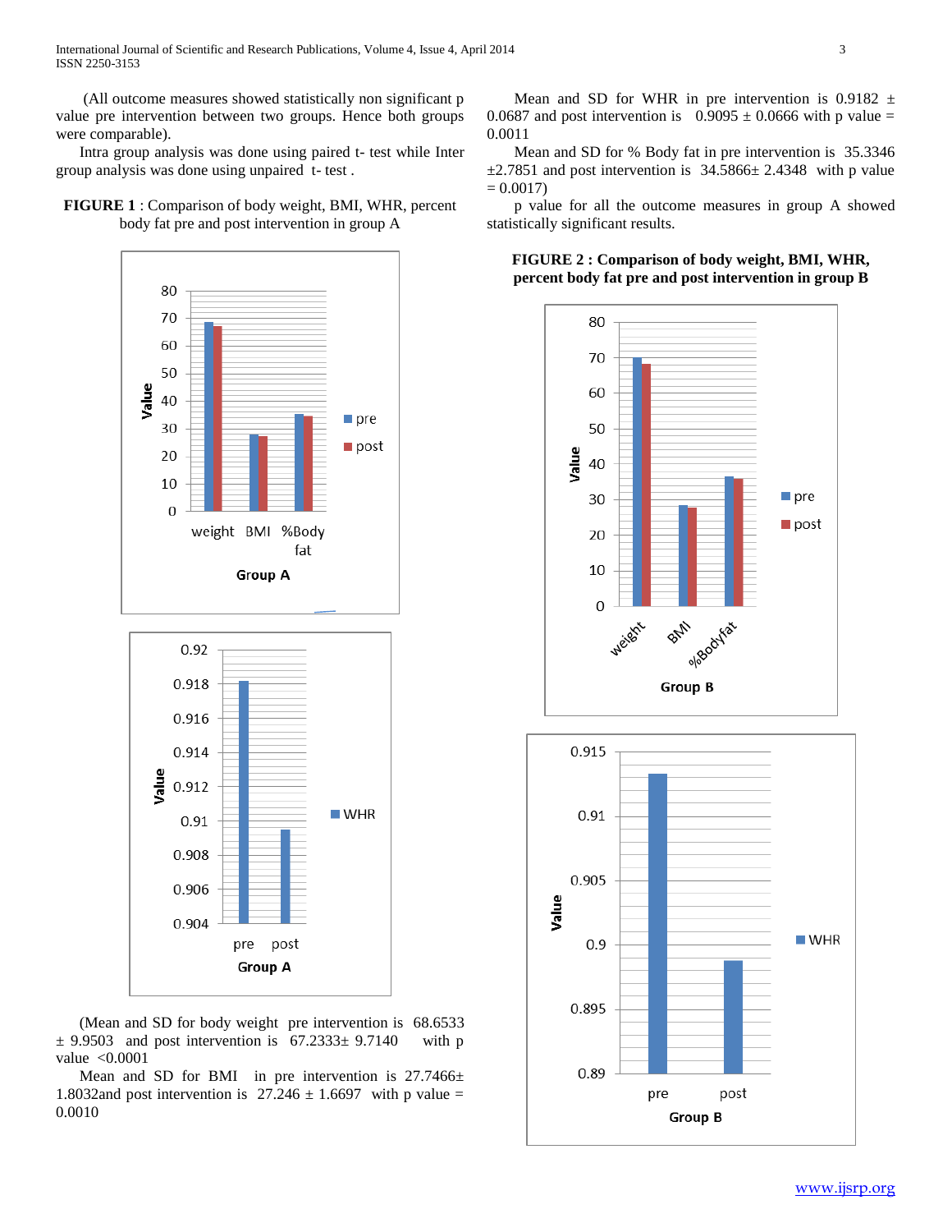(All outcome measures showed statistically non significant p value pre intervention between two groups. Hence both groups were comparable).

Intra group analysis was done using paired t- test while Inter group analysis was done using unpaired t- test .

**FIGURE 1** : Comparison of body weight, BMI, WHR, percent body fat pre and post intervention in group A

(Mean and SD for body weight pre intervention is 68.6533 ± 9.9503 and post intervention is 67.2333± 9.7140 with p value <0.0001

Mean and SD for BMI in pre intervention is 27.7466± 1.8032and post intervention is 27.246 ± 1.6697 with p value = 0.0010

Mean and SD for WHR in pre intervention is 0.9182 ± 0.0687 and post intervention is 0.9095 ± 0.0666 with p value = 0.0011

Mean and SD for % Body fat in pre intervention is 35.3346 ±2.7851 and post intervention is 34.5866± 2.4348 with p value = 0.0017)

p value for all the outcome measures in group A showed statistically significant results.

**FIGURE 2 : Comparison of body weight, BMI, WHR, percent body fat pre and post intervention in group B**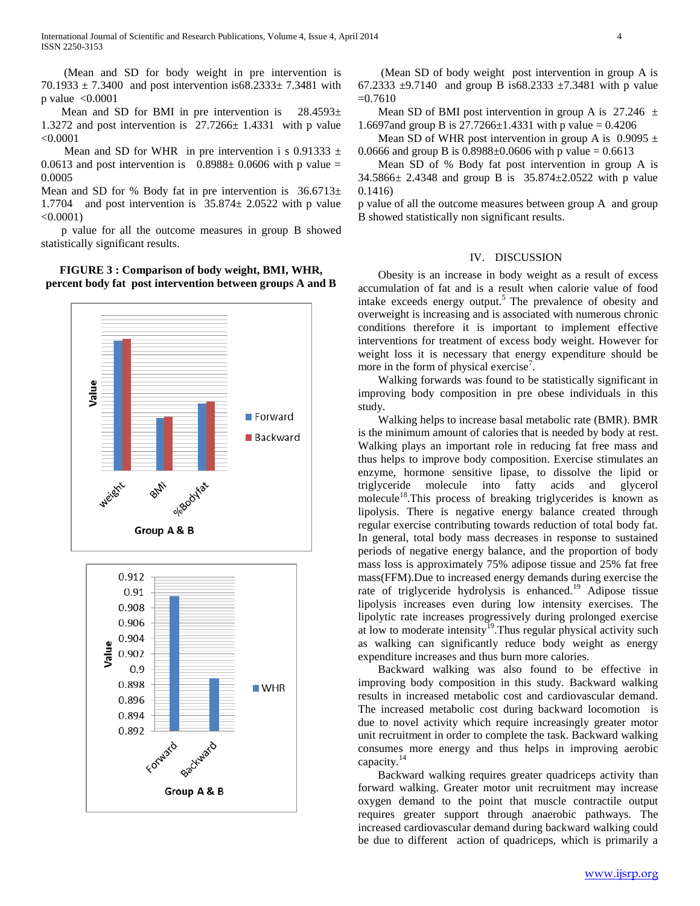(Mean and SD for body weight in pre intervention is 70.1933 ± 7.3400 and post intervention is68.2333± 7.3481 with p value <0.0001

Mean and SD for BMI in pre intervention is 28.4593± 1.3272 and post intervention is 27.7266± 1.4331 with p value <0.0001

Mean and SD for WHR in pre intervention i s 0.91333 ± 0.0613 and post intervention is 0.8988± 0.0606 with p value = 0.0005

Mean and SD for % Body fat in pre intervention is 36.6713± 1.7704 and post intervention is 35.874± 2.0522 with p value <0.0001)

p value for all the outcome measures in group B showed statistically significant results.

**FIGURE 3 : Comparison of body weight, BMI, WHR, percent body fat post intervention between groups A and B**

(Mean SD of body weight post intervention in group A is 67.2333 ±9.7140 and group B is68.2333 ±7.3481 with p value =0.7610

Mean SD of BMI post intervention in group A is 27.246 ± 1.6697and group B is 27.7266±1.4331 with p value = 0.4206

Mean SD of WHR post intervention in group A is 0.9095 ± 0.0666 and group B is 0.8988±0.0606 with p value = 0.6613

Mean SD of % Body fat post intervention in group A is 34.5866± 2.4348 and group B is 35.874±2.0522 with p value 0.1416)

p value of all the outcome measures between group A and group B showed statistically non significant results.

## IV. DISCUSSION

Obesity is an increase in body weight as a result of excess accumulation of fat and is a result when calorie value of food intake exceeds energy output.[5] The prevalence of obesity and overweight is increasing and is associated with numerous chronic conditions therefore it is important to implement effective interventions for treatment of excess body weight. However for weight loss it is necessary that energy expenditure should be more in the form of physical exercise[7].

Walking forwards was found to be statistically significant in improving body composition in pre obese individuals in this study.

Walking helps to increase basal metabolic rate (BMR). BMR is the minimum amount of calories that is needed by body at rest. Walking plays an important role in reducing fat free mass and thus helps to improve body composition. Exercise stimulates an enzyme, hormone sensitive lipase, to dissolve the lipid or triglyceride molecule into fatty acids and glycerol molecule[18].This process of breaking triglycerides is known as lipolysis. There is negative energy balance created through regular exercise contributing towards reduction of total body fat. In general, total body mass decreases in response to sustained periods of negative energy balance, and the proportion of body mass loss is approximately 75% adipose tissue and 25% fat free mass(FFM).Due to increased energy demands during exercise the rate of triglyceride hydrolysis is enhanced.[19] Adipose tissue lipolysis increases even during low intensity exercises. The lipolytic rate increases progressively during prolonged exercise at low to moderate intensity[19].Thus regular physical activity such as walking can significantly reduce body weight as energy expenditure increases and thus burn more calories.

Backward walking was also found to be effective in improving body composition in this study. Backward walking results in increased metabolic cost and cardiovascular demand. The increased metabolic cost during backward locomotion is due to novel activity which require increasingly greater motor unit recruitment in order to complete the task. Backward walking consumes more energy and thus helps in improving aerobic capacity.[14]

Backward walking requires greater quadriceps activity than forward walking. Greater motor unit recruitment may increase oxygen demand to the point that muscle contractile output requires greater support through anaerobic pathways. The increased cardiovascular demand during backward walking could be due to different action of quadriceps, which is primarily a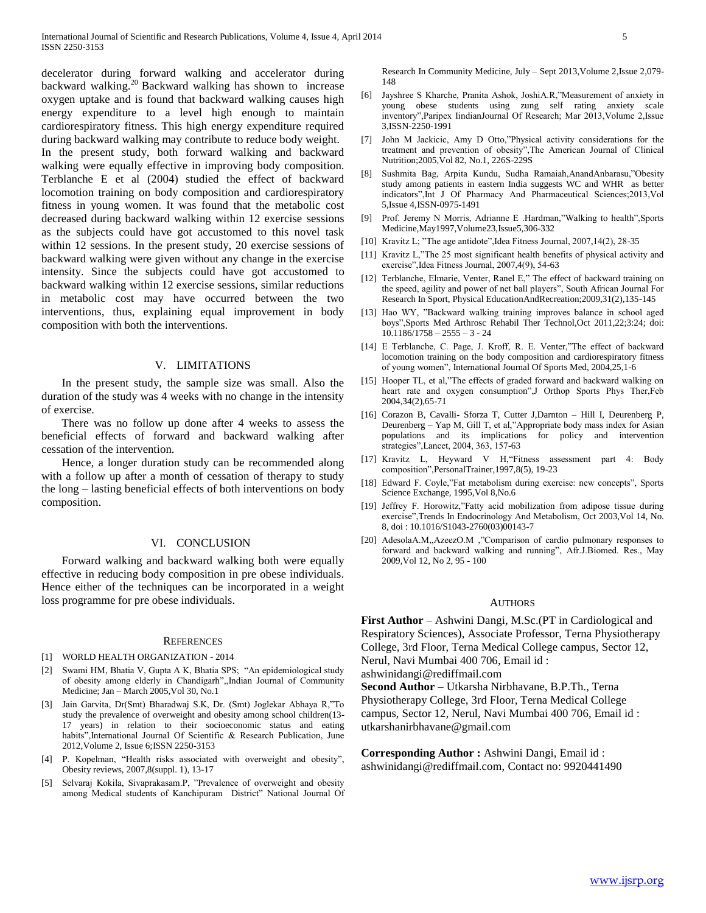decelerator during forward walking and accelerator during backward walking.[20] Backward walking has shown to increase oxygen uptake and is found that backward walking causes high energy expenditure to a level high enough to maintain cardiorespiratory fitness. This high energy expenditure required during backward walking may contribute to reduce body weight.

In the present study, both forward walking and backward walking were equally effective in improving body composition. Terblanche E et al (2004) studied the effect of backward locomotion training on body composition and cardiorespiratory fitness in young women. It was found that the metabolic cost decreased during backward walking within 12 exercise sessions as the subjects could have got accustomed to this novel task within 12 sessions. In the present study, 20 exercise sessions of backward walking were given without any change in the exercise intensity. Since the subjects could have got accustomed to backward walking within 12 exercise sessions, similar reductions in metabolic cost may have occurred between the two interventions, thus, explaining equal improvement in body composition with both the interventions.

## V. LIMITATIONS

In the present study, the sample size was small. Also the duration of the study was 4 weeks with no change in the intensity of exercise.

There was no follow up done after 4 weeks to assess the beneficial effects of forward and backward walking after cessation of the intervention.

Hence, a longer duration study can be recommended along with a follow up after a month of cessation of therapy to study the long – lasting beneficial effects of both interventions on body composition.

## VI. CONCLUSION

Forward walking and backward walking both were equally effective in reducing body composition in pre obese individuals. Hence either of the techniques can be incorporated in a weight loss programme for pre obese individuals.

## REFERENCES

[1] WORLD HEALTH ORGANIZATION - 2014

[2] Swami HM, Bhatia V, Gupta A K, Bhatia SPS; "An epidemiological study of obesity among elderly in Chandigarh",,Indian Journal of Community Medicine; Jan – March 2005,Vol 30, No.1

[3] Jain Garvita, Dr(Smt) Bharadwaj S.K, Dr. (Smt) Joglekar Abhaya R,"To study the prevalence of overweight and obesity among school children(13-17 years) in relation to their socioeconomic status and eating habits",International Journal Of Scientific & Research Publication, June 2012,Volume 2, Issue 6;ISSN 2250-3153

[4] P. Kopelman, "Health risks associated with overweight and obesity", Obesity reviews, 2007,8(suppl. 1), 13-17

[5] Selvaraj Kokila, Sivaprakasam.P, "Prevalence of overweight and obesity among Medical students of Kanchipuram District" National Journal Of Research In Community Medicine, July – Sept 2013,Volume 2,Issue 2,079-148

[6] Jayshree S Kharche, Pranita Ashok, JoshiA.R,"Measurement of anxiety in young obese students using zung self rating anxiety scale inventory",Paripex IindianJournal Of Research; Mar 2013,Volume 2,Issue 3,ISSN-2250-1991

[7] John M Jackicic, Amy D Otto,"Physical activity considerations for the treatment and prevention of obesity",The American Journal of Clinical Nutrition;2005,Vol 82, No.1, 226S-229S

[8] Sushmita Bag, Arpita Kundu, Sudha Ramaiah,AnandAnbarasu,"Obesity study among patients in eastern India suggests WC and WHR as better indicators",Int J Of Pharmacy And Pharmaceutical Sciences;2013,Vol 5,Issue 4,ISSN-0975-1491

[9] Prof. Jeremy N Morris, Adrianne E .Hardman,"Walking to health",Sports Medicine,May1997,Volume23,Issue5,306-332

[10] Kravitz L; "The age antidote",Idea Fitness Journal, 2007,14(2), 28-35

[11] Kravitz L,"The 25 most significant health benefits of physical activity and exercise",Idea Fitness Journal, 2007,4(9), 54-63

[12] Terblanche, Elmarie, Venter, Ranel E," The effect of backward training on the speed, agility and power of net ball players", South African Journal For Research In Sport, Physical EducationAndRecreation;2009,31(2),135-145

[13] Hao WY, "Backward walking training improves balance in school aged boys",Sports Med Arthrosc Rehabil Ther Technol,Oct 2011,22;3:24; doi: 10.1186/1758 – 2555 – 3 - 24

[14] E Terblanche, C. Page, J. Kroff, R. E. Venter,"The effect of backward locomotion training on the body composition and cardiorespiratory fitness of young women", International Journal Of Sports Med, 2004,25,1-6

[15] Hooper TL, et al,"The effects of graded forward and backward walking on heart rate and oxygen consumption",J Orthop Sports Phys Ther,Feb 2004,34(2),65-71

[16] Corazon B, Cavalli- Sforza T, Cutter J,Darnton – Hill I, Deurenberg P, Deurenberg – Yap M, Gill T, et al,"Appropriate body mass index for Asian populations and its implications for policy and intervention strategies",Lancet, 2004, 363, 157-63

[17] Kravitz L, Heyward V H,"Fitness assessment part 4: Body composition",PersonalTrainer,1997,8(5), 19-23

[18] Edward F. Coyle,"Fat metabolism during exercise: new concepts", Sports Science Exchange, 1995,Vol 8,No.6

[19] Jeffrey F. Horowitz,"Fatty acid mobilization from adipose tissue during exercise",Trends In Endocrinology And Metabolism, Oct 2003,Vol 14, No. 8, doi : 10.1016/S1043-2760(03)00143-7

[20] AdesolaA.M,,AzeezO.M ,"Comparison of cardio pulmonary responses to forward and backward walking and running", Afr.J.Biomed. Res., May 2009,Vol 12, No 2, 95 - 100

## AUTHORS

**First Author** – Ashwini Dangi, M.Sc.(PT in Cardiological and Respiratory Sciences), Associate Professor, Terna Physiotherapy College, 3rd Floor, Terna Medical College campus, Sector 12, Nerul, Navi Mumbai 400 706, Email id : ashwinidangi@rediffmail.com

**Second Author** – Utkarsha Nirbhavane, B.P.Th., Terna Physiotherapy College, 3rd Floor, Terna Medical College campus, Sector 12, Nerul, Navi Mumbai 400 706, Email id : utkarshanirbhavane@gmail.com

**Corresponding Author :** Ashwini Dangi, Email id : ashwinidangi@rediffmail.com, Contact no: 9920441490